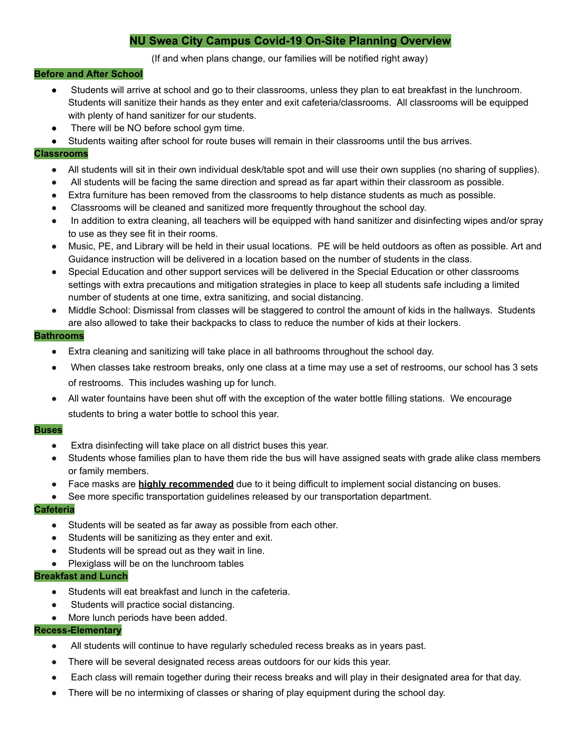# NU Swea City Campus Covid-19 On-Site Planning Overview

(If and when plans change, our families will be notified right away)

## Before and After School

- Students will arrive at school and go to their classrooms, unless they plan to eat breakfast in the lunchroom. Students will sanitize their hands as they enter and exit cafeteria/classrooms. All classrooms will be equipped with plenty of hand sanitizer for our students.
- There will be NO before school gym time.
- Students waiting after school for route buses will remain in their classrooms until the bus arrives.

## Classrooms

- All students will sit in their own individual desk/table spot and will use their own supplies (no sharing of supplies).
- All students will be facing the same direction and spread as far apart within their classroom as possible.
- Extra furniture has been removed from the classrooms to help distance students as much as possible.
- Classrooms will be cleaned and sanitized more frequently throughout the school day.
- In addition to extra cleaning, all teachers will be equipped with hand sanitizer and disinfecting wipes and/or spray to use as they see fit in their rooms.
- Music, PE, and Library will be held in their usual locations. PE will be held outdoors as often as possible. Art and Guidance instruction will be delivered in a location based on the number of students in the class.
- Special Education and other support services will be delivered in the Special Education or other classrooms settings with extra precautions and mitigation strategies in place to keep all students safe including a limited number of students at one time, extra sanitizing, and social distancing.
- Middle School: Dismissal from classes will be staggered to control the amount of kids in the hallways. Students are also allowed to take their backpacks to class to reduce the number of kids at their lockers.

## Bathrooms

- Extra cleaning and sanitizing will take place in all bathrooms throughout the school day.
- When classes take restroom breaks, only one class at a time may use a set of restrooms, our school has 3 sets of restrooms. This includes washing up for lunch.
- All water fountains have been shut off with the exception of the water bottle filling stations. We encourage students to bring a water bottle to school this year.

## Buses

- Extra disinfecting will take place on all district buses this year.
- Students whose families plan to have them ride the bus will have assigned seats with grade alike class members or family members.
- Face masks are **highly recommended** due to it being difficult to implement social distancing on buses.
- See more specific transportation guidelines released by our transportation department.

## Cafeteria

- Students will be seated as far away as possible from each other.
- Students will be sanitizing as they enter and exit.
- Students will be spread out as they wait in line.
- Plexiglass will be on the lunchroom tables

## Breakfast and Lunch

- Students will eat breakfast and lunch in the cafeteria.
- Students will practice social distancing.
- More lunch periods have been added.

## Recess-Elementary

- All students will continue to have regularly scheduled recess breaks as in years past.
- There will be several designated recess areas outdoors for our kids this year.
- Each class will remain together during their recess breaks and will play in their designated area for that day.
- There will be no intermixing of classes or sharing of play equipment during the school day.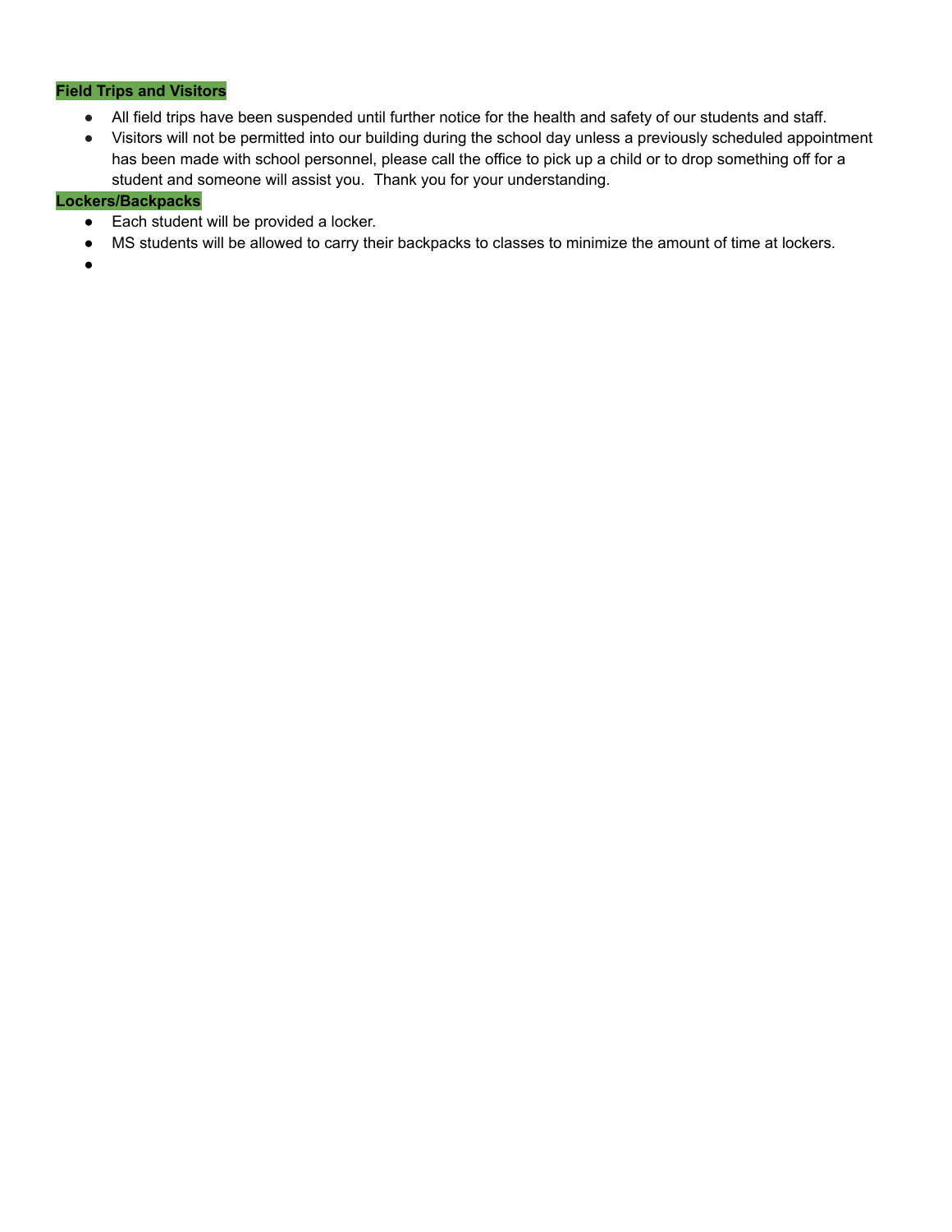**Field Trips and Visitors**

- All field trips have been suspended until further notice for the health and safety of our students and staff.
- Visitors will not be permitted into our building during the school day unless a previously scheduled appointment has been made with school personnel, please call the office to pick up a child or to drop something off for a student and someone will assist you.  Thank you for your understanding.

**Lockers/Backpacks**

- Each student will be provided a locker.
- MS students will be allowed to carry their backpacks to classes to minimize the amount of time at lockers.